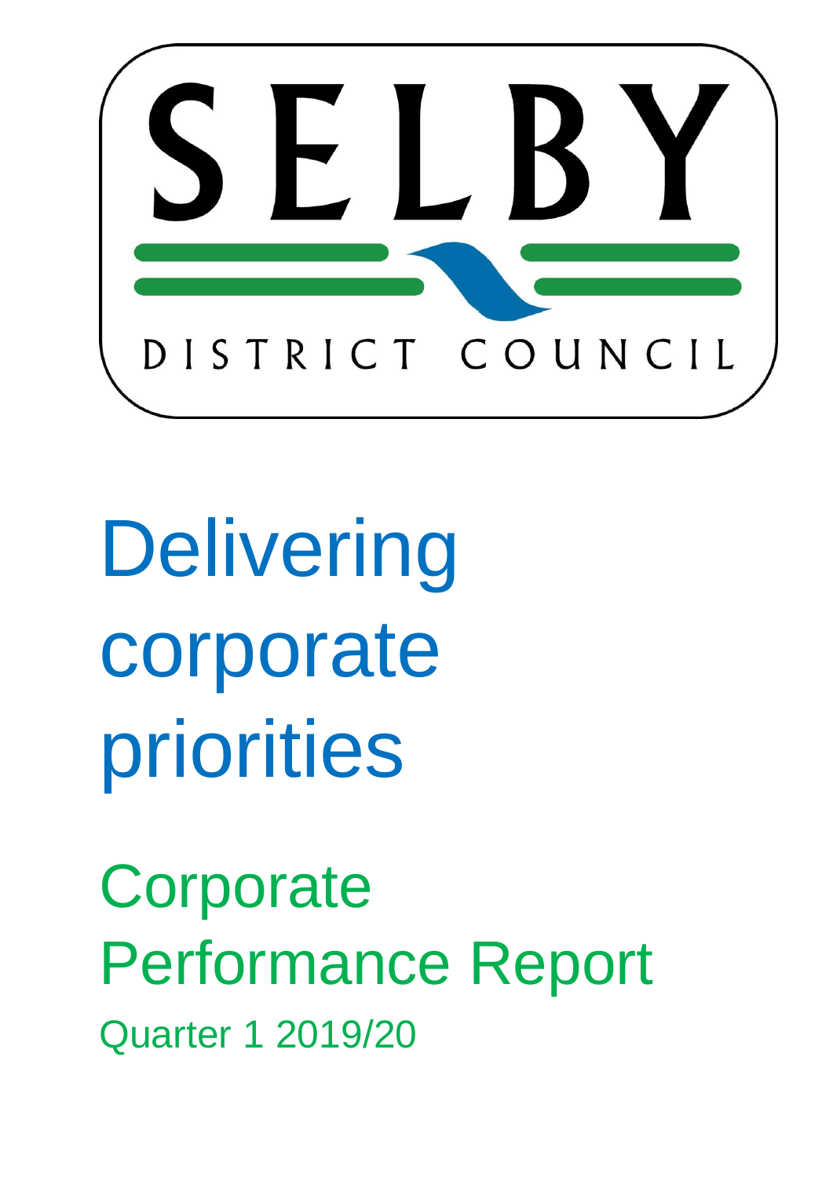SELBY

DISTRICT COUNCIL

# Delivering corporate priorities

## Corporate Performance Report

### Quarter 1 2019/20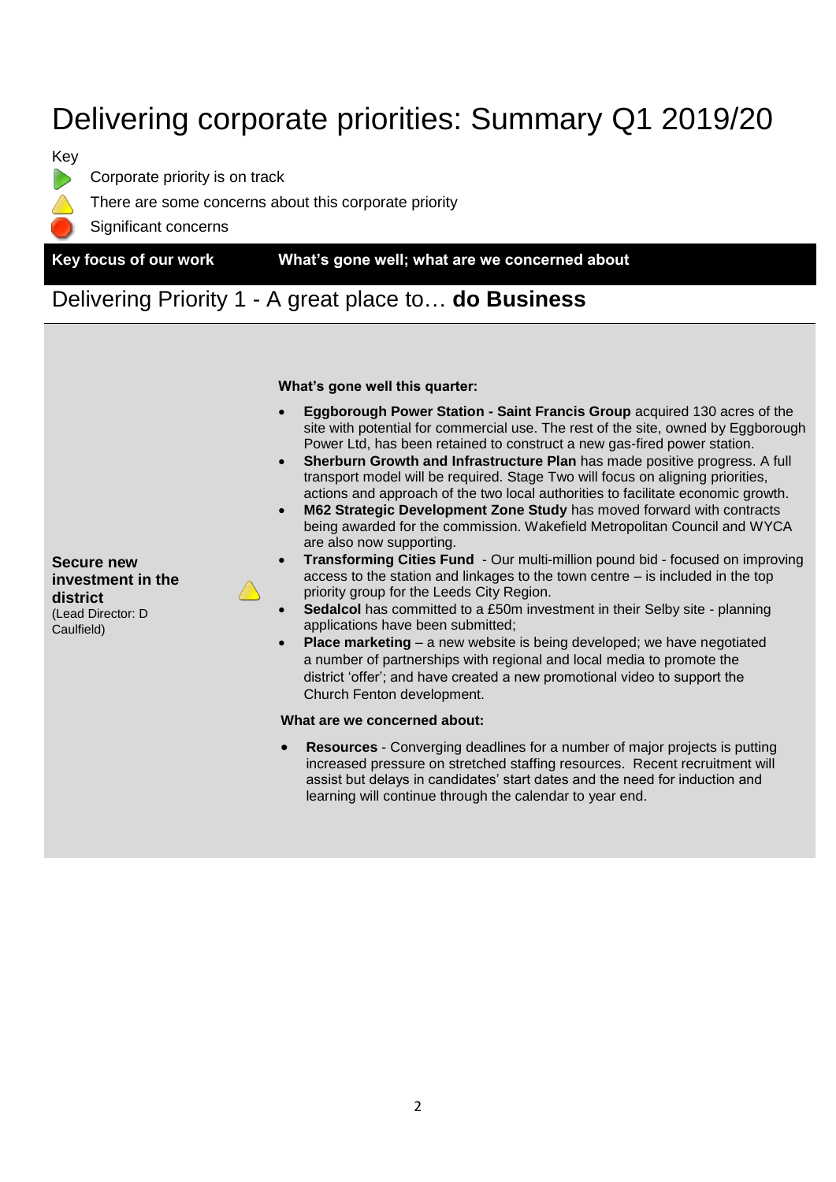# Delivering corporate priorities: Summary Q1 2019/20

Key

- Corporate priority is on track
- There are some concerns about this corporate priority
- Significant concerns

| Key focus of our work | | What's gone well; what are we concerned about |
|---|---|---|

## Delivering Priority 1 - A great place to… **do Business**

| Key focus of our work | Status | What's gone well; what are we concerned about |
|---|---|---|
| **Secure new investment in the district** (Lead Director: D Caulfield) | There are some concerns about this corporate priority | **What's gone well this quarter:**<br>• **Eggborough Power Station - Saint Francis Group** acquired 130 acres of the site with potential for commercial use. The rest of the site, owned by Eggborough Power Ltd, has been retained to construct a new gas-fired power station.<br>• **Sherburn Growth and Infrastructure Plan** has made positive progress. A full transport model will be required. Stage Two will focus on aligning priorities, actions and approach of the two local authorities to facilitate economic growth.<br>• **M62 Strategic Development Zone Study** has moved forward with contracts being awarded for the commission. Wakefield Metropolitan Council and WYCA are also now supporting.<br>• **Transforming Cities Fund** - Our multi-million pound bid - focused on improving access to the station and linkages to the town centre – is included in the top priority group for the Leeds City Region.<br>• **Sedalcol** has committed to a £50m investment in their Selby site - planning applications have been submitted;<br>• **Place marketing** – a new website is being developed; we have negotiated a number of partnerships with regional and local media to promote the district 'offer'; and have created a new promotional video to support the Church Fenton development.<br><br>**What are we concerned about:**<br>• **Resources** - Converging deadlines for a number of major projects is putting increased pressure on stretched staffing resources. Recent recruitment will assist but delays in candidates' start dates and the need for induction and learning will continue through the calendar to year end. |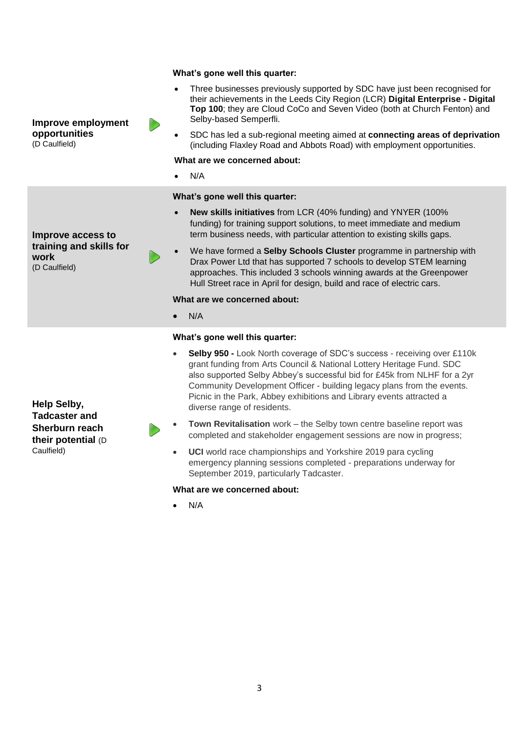| | | |
|---|---|---|
| **Improve employment opportunities** (D Caulfield) | ▷ | **What's gone well this quarter:**<br>• Three businesses previously supported by SDC have just been recognised for their achievements in the Leeds City Region (LCR) **Digital Enterprise - Digital Top 100**; they are Cloud CoCo and Seven Video (both at Church Fenton) and Selby-based Semperfli.<br>• SDC has led a sub-regional meeting aimed at **connecting areas of deprivation** (including Flaxley Road and Abbots Road) with employment opportunities.<br>**What are we concerned about:**<br>• N/A |
| **Improve access to training and skills for work** (D Caulfield) | ▷ | **What's gone well this quarter:**<br>• **New skills initiatives** from LCR (40% funding) and YNYER (100% funding) for training support solutions, to meet immediate and medium term business needs, with particular attention to existing skills gaps.<br>• We have formed a **Selby Schools Cluster** programme in partnership with Drax Power Ltd that has supported 7 schools to develop STEM learning approaches. This included 3 schools winning awards at the Greenpower Hull Street race in April for design, build and race of electric cars.<br>**What are we concerned about:**<br>• N/A |
| **Help Selby, Tadcaster and Sherburn reach their potential** (D Caulfield) | ▷ | **What's gone well this quarter:**<br>• **Selby 950 -** Look North coverage of SDC's success - receiving over £110k grant funding from Arts Council & National Lottery Heritage Fund. SDC also supported Selby Abbey's successful bid for £45k from NLHF for a 2yr Community Development Officer - building legacy plans from the events. Picnic in the Park, Abbey exhibitions and Library events attracted a diverse range of residents.<br>• **Town Revitalisation** work – the Selby town centre baseline report was completed and stakeholder engagement sessions are now in progress;<br>• **UCI** world race championships and Yorkshire 2019 para cycling emergency planning sessions completed - preparations underway for September 2019, particularly Tadcaster.<br>**What are we concerned about:**<br>• N/A |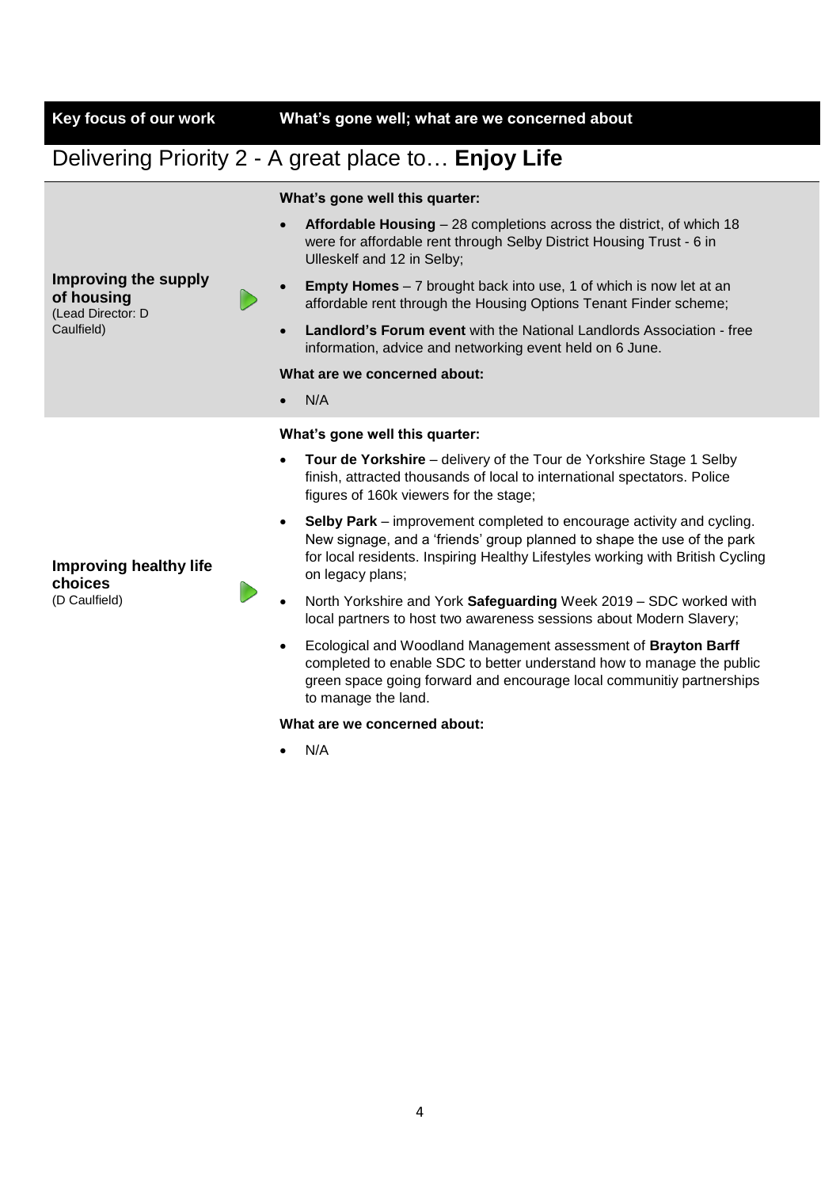| Key focus of our work | What's gone well; what are we concerned about |
|---|---|

## Delivering Priority 2 - A great place to… **Enjoy Life**

| Key focus of our work | What's gone well; what are we concerned about |
|---|---|
| **Improving the supply of housing** (Lead Director: D Caulfield) ▶ | **What's gone well this quarter:**<br>• **Affordable Housing** – 28 completions across the district, of which 18 were for affordable rent through Selby District Housing Trust - 6 in Ulleskelf and 12 in Selby;<br>• **Empty Homes** – 7 brought back into use, 1 of which is now let at an affordable rent through the Housing Options Tenant Finder scheme;<br>• **Landlord's Forum event** with the National Landlords Association - free information, advice and networking event held on 6 June.<br>**What are we concerned about:**<br>• N/A |
| **Improving healthy life choices** (D Caulfield) ▶ | **What's gone well this quarter:**<br>• **Tour de Yorkshire** – delivery of the Tour de Yorkshire Stage 1 Selby finish, attracted thousands of local to international spectators. Police figures of 160k viewers for the stage;<br>• **Selby Park** – improvement completed to encourage activity and cycling. New signage, and a 'friends' group planned to shape the use of the park for local residents. Inspiring Healthy Lifestyles working with British Cycling on legacy plans;<br>• North Yorkshire and York **Safeguarding** Week 2019 – SDC worked with local partners to host two awareness sessions about Modern Slavery;<br>• Ecological and Woodland Management assessment of **Brayton Barff** completed to enable SDC to better understand how to manage the public green space going forward and encourage local communitiy partnerships to manage the land.<br>**What are we concerned about:**<br>• N/A |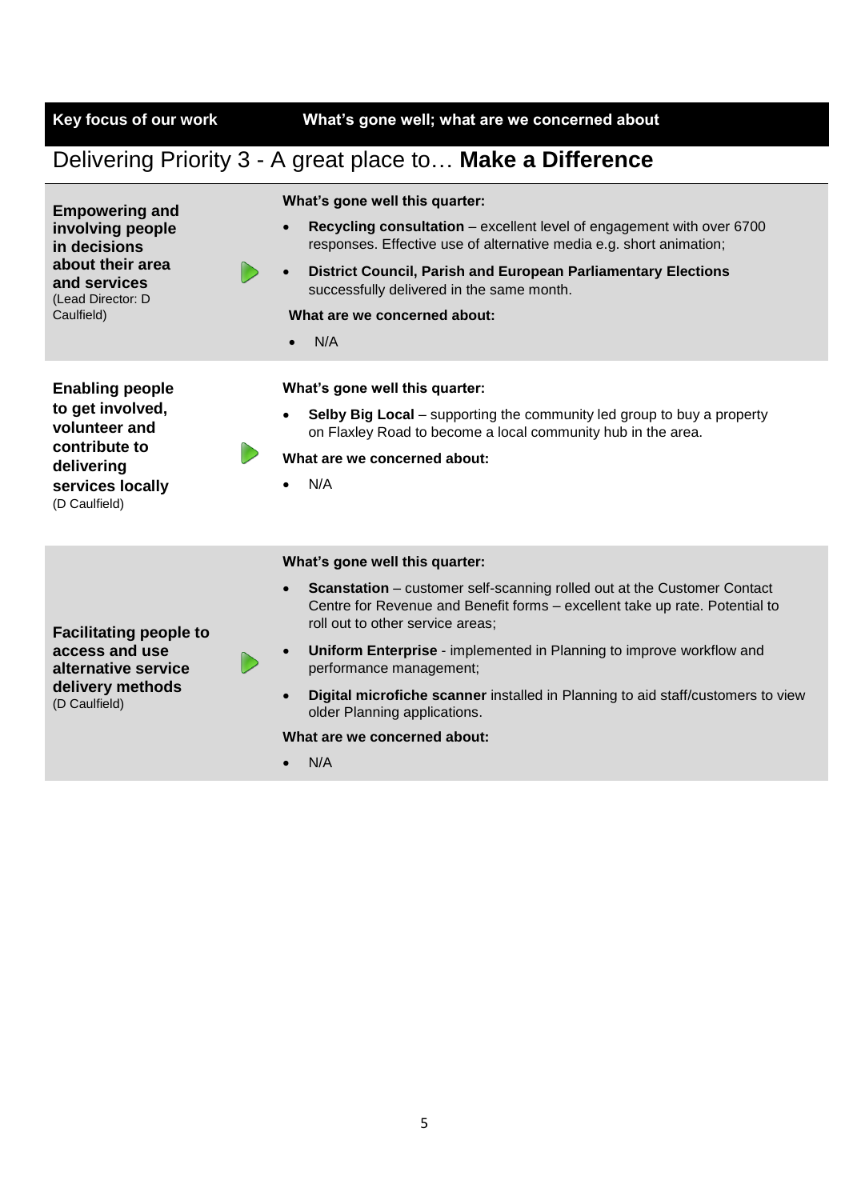| Key focus of our work | What's gone well; what are we concerned about |
|---|---|

## Delivering Priority 3 - A great place to… **Make a Difference**

| Key focus of our work | What's gone well; what are we concerned about |
|---|---|
| **Empowering and involving people in decisions about their area and services** (Lead Director: D Caulfield) | **What's gone well this quarter:**<br>• **Recycling consultation** – excellent level of engagement with over 6700 responses. Effective use of alternative media e.g. short animation;<br>• **District Council, Parish and European Parliamentary Elections** successfully delivered in the same month.<br>**What are we concerned about:**<br>• N/A |
| **Enabling people to get involved, volunteer and contribute to delivering services locally** (D Caulfield) | **What's gone well this quarter:**<br>• **Selby Big Local** – supporting the community led group to buy a property on Flaxley Road to become a local community hub in the area.<br>**What are we concerned about:**<br>• N/A |
| **Facilitating people to access and use alternative service delivery methods** (D Caulfield) | **What's gone well this quarter:**<br>• **Scanstation** – customer self-scanning rolled out at the Customer Contact Centre for Revenue and Benefit forms – excellent take up rate. Potential to roll out to other service areas;<br>• **Uniform Enterprise** - implemented in Planning to improve workflow and performance management;<br>• **Digital microfiche scanner** installed in Planning to aid staff/customers to view older Planning applications.<br>**What are we concerned about:**<br>• N/A |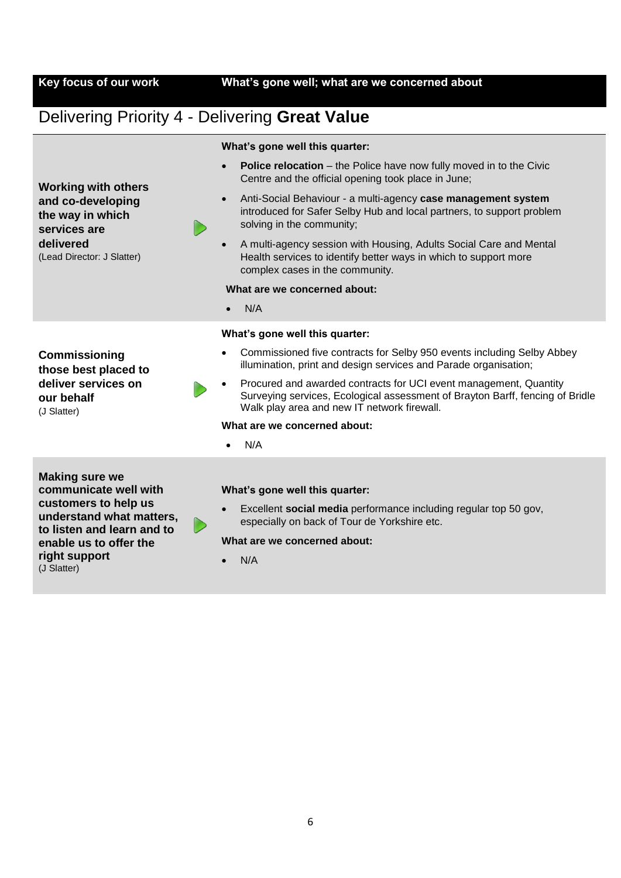| Key focus of our work | | What's gone well; what are we concerned about |
|---|---|---|

## Delivering Priority 4 - Delivering **Great Value**

| | | |
|---|---|---|
| **Working with others and co-developing the way in which services are delivered** (Lead Director: J Slatter) | ▷ | **What's gone well this quarter:** <br>• **Police relocation** – the Police have now fully moved in to the Civic Centre and the official opening took place in June; <br>• Anti-Social Behaviour - a multi-agency **case management system** introduced for Safer Selby Hub and local partners, to support problem solving in the community; <br>• A multi-agency session with Housing, Adults Social Care and Mental Health services to identify better ways in which to support more complex cases in the community. <br>**What are we concerned about:** <br>• N/A |
| **Commissioning those best placed to deliver services on our behalf** (J Slatter) | ▷ | **What's gone well this quarter:** <br>• Commissioned five contracts for Selby 950 events including Selby Abbey illumination, print and design services and Parade organisation; <br>• Procured and awarded contracts for UCI event management, Quantity Surveying services, Ecological assessment of Brayton Barff, fencing of Bridle Walk play area and new IT network firewall. <br>**What are we concerned about:** <br>• N/A |
| **Making sure we communicate well with customers to help us understand what matters, to listen and learn and to enable us to offer the right support** (J Slatter) | ▷ | **What's gone well this quarter:** <br>• Excellent **social media** performance including regular top 50 gov, especially on back of Tour de Yorkshire etc. <br>**What are we concerned about:** <br>• N/A |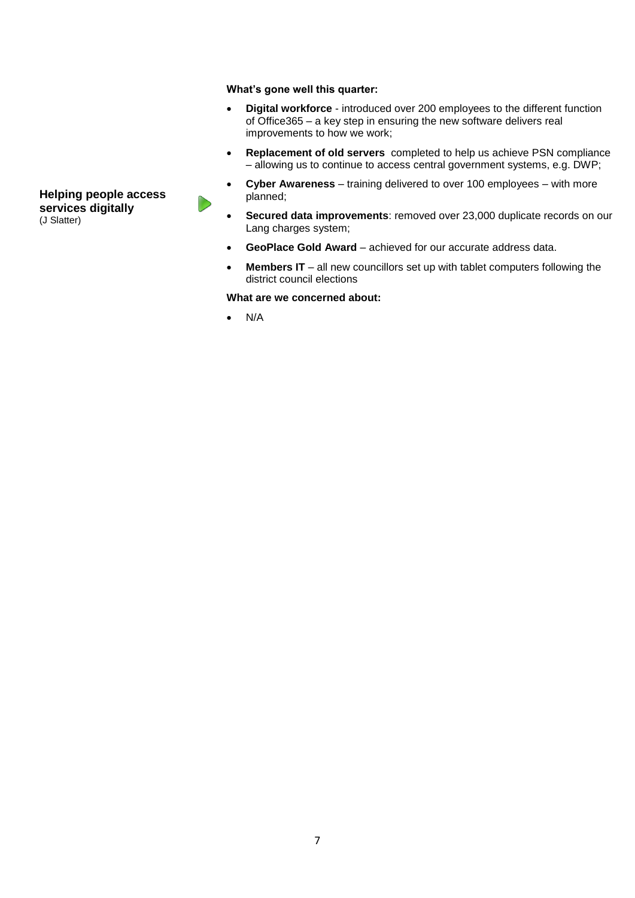**Helping people access services digitally**
(J Slatter)

**What's gone well this quarter:**

- **Digital workforce** - introduced over 200 employees to the different function of Office365 – a key step in ensuring the new software delivers real improvements to how we work;
- **Replacement of old servers** completed to help us achieve PSN compliance – allowing us to continue to access central government systems, e.g. DWP;
- **Cyber Awareness** – training delivered to over 100 employees – with more planned;
- **Secured data improvements**: removed over 23,000 duplicate records on our Lang charges system;
- **GeoPlace Gold Award** – achieved for our accurate address data.
- **Members IT** – all new councillors set up with tablet computers following the district council elections

**What are we concerned about:**

- N/A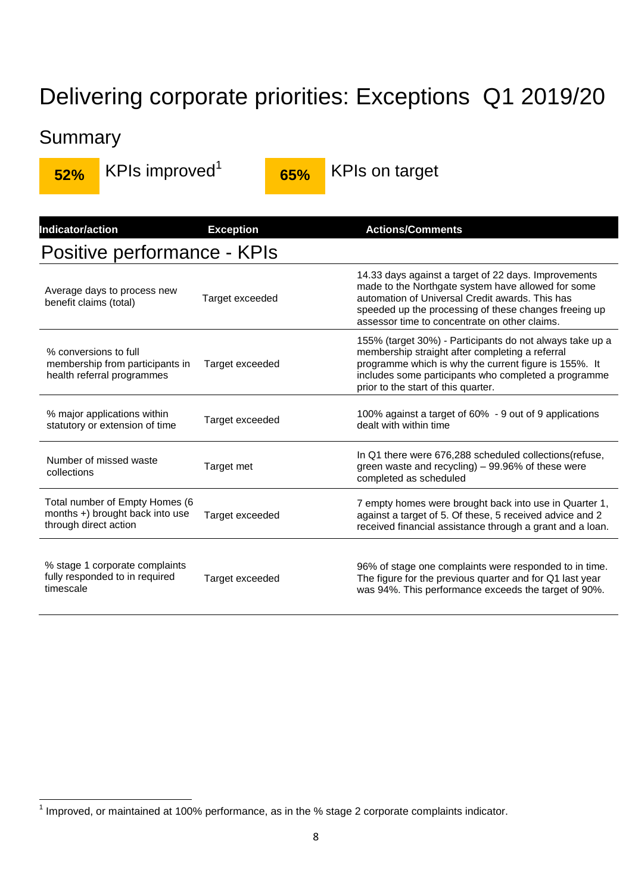# Delivering corporate priorities: Exceptions Q1 2019/20

## Summary

**52%** KPIs improved[1]

**65%** KPIs on target

| Indicator/action | Exception | Actions/Comments |
|---|---|---|
| **Positive performance - KPIs** | | |
| Average days to process new benefit claims (total) | Target exceeded | 14.33 days against a target of 22 days. Improvements made to the Northgate system have allowed for some automation of Universal Credit awards. This has speeded up the processing of these changes freeing up assessor time to concentrate on other claims. |
| % conversions to full membership from participants in health referral programmes | Target exceeded | 155% (target 30%) - Participants do not always take up a membership straight after completing a referral programme which is why the current figure is 155%. It includes some participants who completed a programme prior to the start of this quarter. |
| % major applications within statutory or extension of time | Target exceeded | 100% against a target of 60% - 9 out of 9 applications dealt with within time |
| Number of missed waste collections | Target met | In Q1 there were 676,288 scheduled collections(refuse, green waste and recycling) – 99.96% of these were completed as scheduled |
| Total number of Empty Homes (6 months +) brought back into use through direct action | Target exceeded | 7 empty homes were brought back into use in Quarter 1, against a target of 5. Of these, 5 received advice and 2 received financial assistance through a grant and a loan. |
| % stage 1 corporate complaints fully responded to in required timescale | Target exceeded | 96% of stage one complaints were responded to in time. The figure for the previous quarter and for Q1 last year was 94%. This performance exceeds the target of 90%. |

[1] Improved, or maintained at 100% performance, as in the % stage 2 corporate complaints indicator.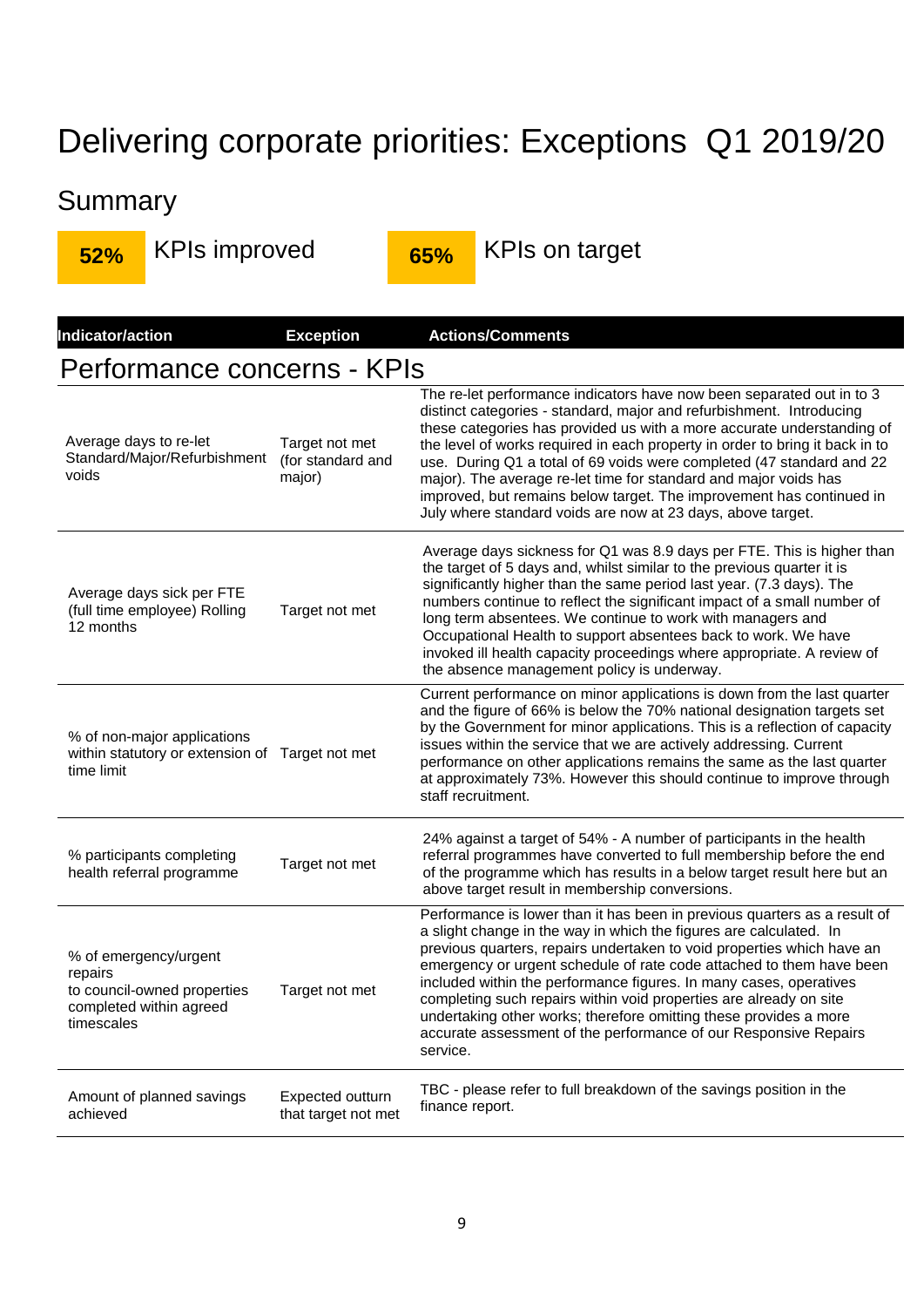# Delivering corporate priorities: Exceptions Q1 2019/20

## Summary

**52%** KPIs improved

**65%** KPIs on target

| Indicator/action | Exception | Actions/Comments |
|---|---|---|
| **Performance concerns - KPIs** | | |
| Average days to re-let Standard/Major/Refurbishment voids | Target not met (for standard and major) | The re-let performance indicators have now been separated out in to 3 distinct categories - standard, major and refurbishment. Introducing these categories has provided us with a more accurate understanding of the level of works required in each property in order to bring it back in to use. During Q1 a total of 69 voids were completed (47 standard and 22 major). The average re-let time for standard and major voids has improved, but remains below target. The improvement has continued in July where standard voids are now at 23 days, above target. |
| Average days sick per FTE (full time employee) Rolling 12 months | Target not met | Average days sickness for Q1 was 8.9 days per FTE. This is higher than the target of 5 days and, whilst similar to the previous quarter it is significantly higher than the same period last year. (7.3 days). The numbers continue to reflect the significant impact of a small number of long term absentees. We continue to work with managers and Occupational Health to support absentees back to work. We have invoked ill health capacity proceedings where appropriate. A review of the absence management policy is underway. |
| % of non-major applications within statutory or extension of time limit | Target not met | Current performance on minor applications is down from the last quarter and the figure of 66% is below the 70% national designation targets set by the Government for minor applications. This is a reflection of capacity issues within the service that we are actively addressing. Current performance on other applications remains the same as the last quarter at approximately 73%. However this should continue to improve through staff recruitment. |
| % participants completing health referral programme | Target not met | 24% against a target of 54% - A number of participants in the health referral programmes have converted to full membership before the end of the programme which has results in a below target result here but an above target result in membership conversions. |
| % of emergency/urgent repairs to council-owned properties completed within agreed timescales | Target not met | Performance is lower than it has been in previous quarters as a result of a slight change in the way in which the figures are calculated. In previous quarters, repairs undertaken to void properties which have an emergency or urgent schedule of rate code attached to them have been included within the performance figures. In many cases, operatives completing such repairs within void properties are already on site undertaking other works; therefore omitting these provides a more accurate assessment of the performance of our Responsive Repairs service. |
| Amount of planned savings achieved | Expected outturn that target not met | TBC - please refer to full breakdown of the savings position in the finance report. |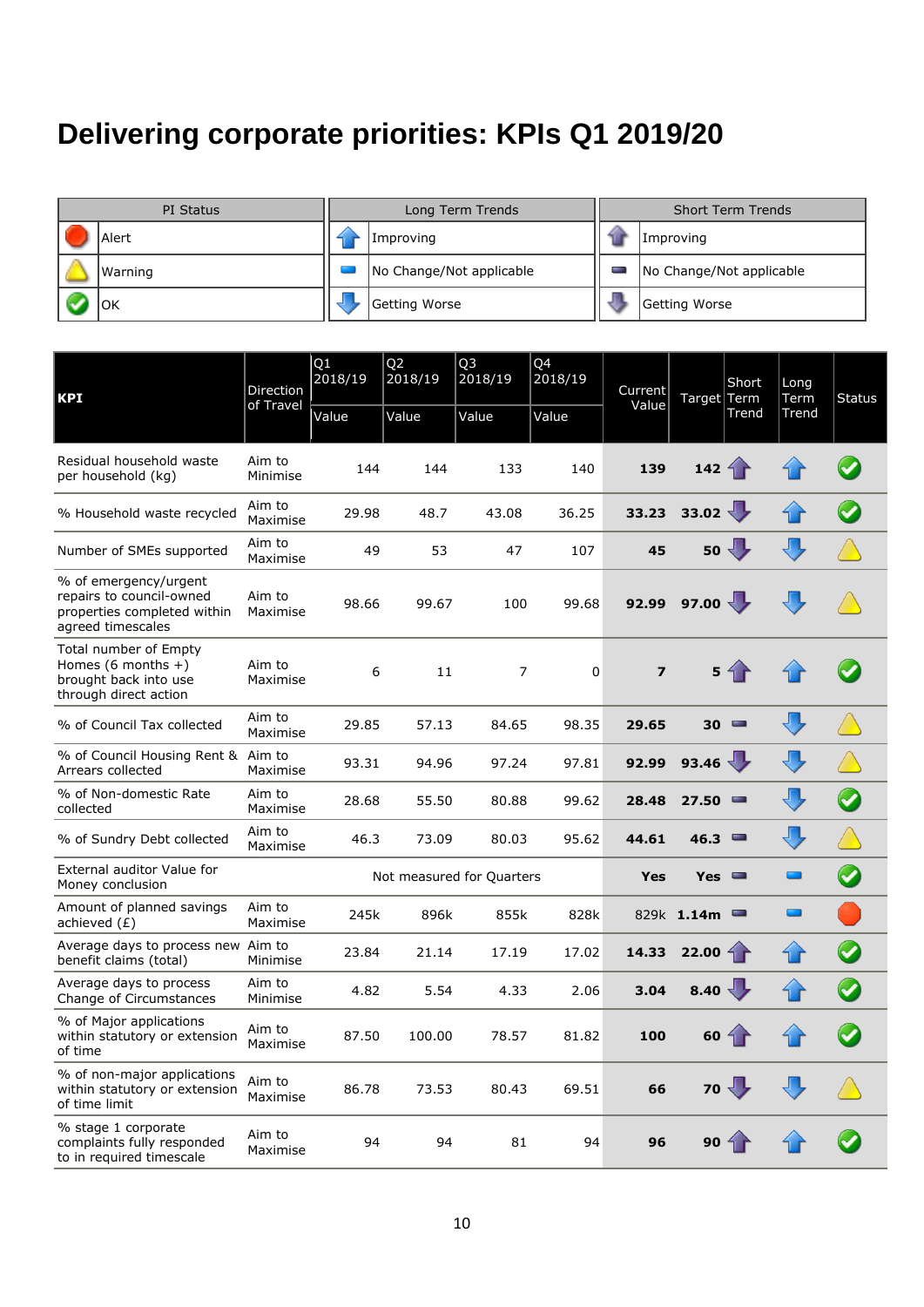# Delivering corporate priorities: KPIs Q1 2019/20

| PI Status | | Long Term Trends | | Short Term Trends | |
|---|---|---|---|---|---|
| | Alert | | Improving | | Improving |
| | Warning | | No Change/Not applicable | | No Change/Not applicable |
| | OK | | Getting Worse | | Getting Worse |

| KPI | Direction of Travel | Q1 2018/19 Value | Q2 2018/19 Value | Q3 2018/19 Value | Q4 2018/19 Value | Current Value | Target | Short Term Trend | Long Term Trend | Status |
|---|---|---|---|---|---|---|---|---|---|---|
| Residual household waste per household (kg) | Aim to Minimise | 144 | 144 | 133 | 140 | **139** | **142** | Improving | Improving | OK |
| % Household waste recycled | Aim to Maximise | 29.98 | 48.7 | 43.08 | 36.25 | **33.23** | **33.02** | Getting Worse | Improving | OK |
| Number of SMEs supported | Aim to Maximise | 49 | 53 | 47 | 107 | **45** | **50** | Getting Worse | Getting Worse | Warning |
| % of emergency/urgent repairs to council-owned properties completed within agreed timescales | Aim to Maximise | 98.66 | 99.67 | 100 | 99.68 | **92.99** | **97.00** | Getting Worse | Getting Worse | Warning |
| Total number of Empty Homes (6 months +) brought back into use through direct action | Aim to Maximise | 6 | 11 | 7 | 0 | **7** | **5** | Improving | Improving | OK |
| % of Council Tax collected | Aim to Maximise | 29.85 | 57.13 | 84.65 | 98.35 | **29.65** | **30** | No Change/Not applicable | Getting Worse | Warning |
| % of Council Housing Rent & Arrears collected | Aim to Maximise | 93.31 | 94.96 | 97.24 | 97.81 | **92.99** | **93.46** | Getting Worse | Getting Worse | Warning |
| % of Non-domestic Rate collected | Aim to Maximise | 28.68 | 55.50 | 80.88 | 99.62 | **28.48** | **27.50** | No Change/Not applicable | Getting Worse | OK |
| % of Sundry Debt collected | Aim to Maximise | 46.3 | 73.09 | 80.03 | 95.62 | **44.61** | **46.3** | No Change/Not applicable | Getting Worse | Warning |
| External auditor Value for Money conclusion | | Not measured for Quarters | | | | **Yes** | **Yes** | No Change/Not applicable | No Change/Not applicable | OK |
| Amount of planned savings achieved (£) | Aim to Maximise | 245k | 896k | 855k | 828k | 829k | **1.14m** | No Change/Not applicable | No Change/Not applicable | Alert |
| Average days to process new benefit claims (total) | Aim to Minimise | 23.84 | 21.14 | 17.19 | 17.02 | **14.33** | **22.00** | Improving | Improving | OK |
| Average days to process Change of Circumstances | Aim to Minimise | 4.82 | 5.54 | 4.33 | 2.06 | **3.04** | **8.40** | Getting Worse | Improving | OK |
| % of Major applications within statutory or extension of time | Aim to Maximise | 87.50 | 100.00 | 78.57 | 81.82 | **100** | **60** | Improving | Improving | OK |
| % of non-major applications within statutory or extension of time limit | Aim to Maximise | 86.78 | 73.53 | 80.43 | 69.51 | **66** | **70** | Getting Worse | Getting Worse | Warning |
| % stage 1 corporate complaints fully responded to in required timescale | Aim to Maximise | 94 | 94 | 81 | 94 | **96** | **90** | Improving | Improving | OK |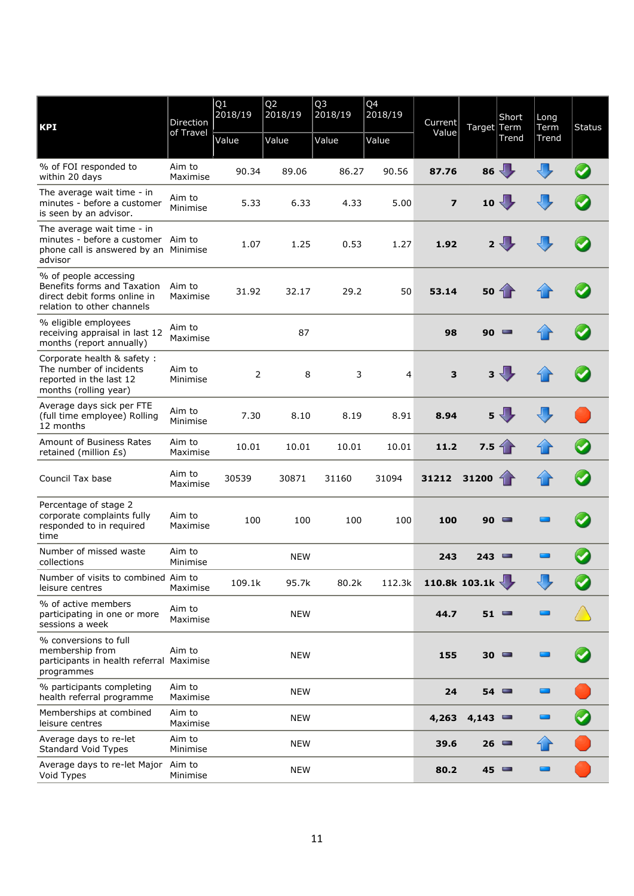| KPI | Direction of Travel | Q1 2018/19 Value | Q2 2018/19 Value | Q3 2018/19 Value | Q4 2018/19 Value | Current Value | Target | Short Term Trend | Long Term Trend | Status |
|---|---|---|---|---|---|---|---|---|---|---|
| % of FOI responded to within 20 days | Aim to Maximise | 90.34 | 89.06 | 86.27 | 90.56 | **87.76** | **86** | Down | Down | Green |
| The average wait time - in minutes - before a customer is seen by an advisor. | Aim to Minimise | 5.33 | 6.33 | 4.33 | 5.00 | **7** | **10** | Down | Down | Green |
| The average wait time - in minutes - before a customer phone call is answered by an advisor | Aim to Minimise | 1.07 | 1.25 | 0.53 | 1.27 | **1.92** | **2** | Down | Down | Green |
| % of people accessing Benefits forms and Taxation direct debit forms online in relation to other channels | Aim to Maximise | 31.92 | 32.17 | 29.2 | 50 | **53.14** | **50** | Up | Up | Green |
| % eligible employees receiving appraisal in last 12 months (report annually) | Aim to Maximise | | 87 | | | **98** | **90** | No change | Up | Green |
| Corporate health & safety : The number of incidents reported in the last 12 months (rolling year) | Aim to Minimise | 2 | 8 | 3 | 4 | **3** | **3** | Down | Up | Green |
| Average days sick per FTE (full time employee) Rolling 12 months | Aim to Minimise | 7.30 | 8.10 | 8.19 | 8.91 | **8.94** | **5** | Down | Down | Red |
| Amount of Business Rates retained (million £s) | Aim to Maximise | 10.01 | 10.01 | 10.01 | 10.01 | **11.2** | **7.5** | Up | Up | Green |
| Council Tax base | Aim to Maximise | 30539 | 30871 | 31160 | 31094 | **31212** | **31200** | Up | Up | Green |
| Percentage of stage 2 corporate complaints fully responded to in required time | Aim to Maximise | 100 | 100 | 100 | 100 | **100** | **90** | No change | No change | Green |
| Number of missed waste collections | Aim to Minimise | | NEW | | | **243** | **243** | No change | No change | Green |
| Number of visits to combined leisure centres | Aim to Maximise | 109.1k | 95.7k | 80.2k | 112.3k | **110.8k** | **103.1k** | Down | Down | Green |
| % of active members participating in one or more sessions a week | Aim to Maximise | | NEW | | | **44.7** | **51** | No change | No change | Amber |
| % conversions to full membership from participants in health referral programmes | Aim to Maximise | | NEW | | | **155** | **30** | No change | No change | Green |
| % participants completing health referral programme | Aim to Maximise | | NEW | | | **24** | **54** | No change | No change | Red |
| Memberships at combined leisure centres | Aim to Maximise | | NEW | | | **4,263** | **4,143** | No change | No change | Green |
| Average days to re-let Standard Void Types | Aim to Minimise | | NEW | | | **39.6** | **26** | No change | Up | Red |
| Average days to re-let Major Void Types | Aim to Minimise | | NEW | | | **80.2** | **45** | No change | No change | Red |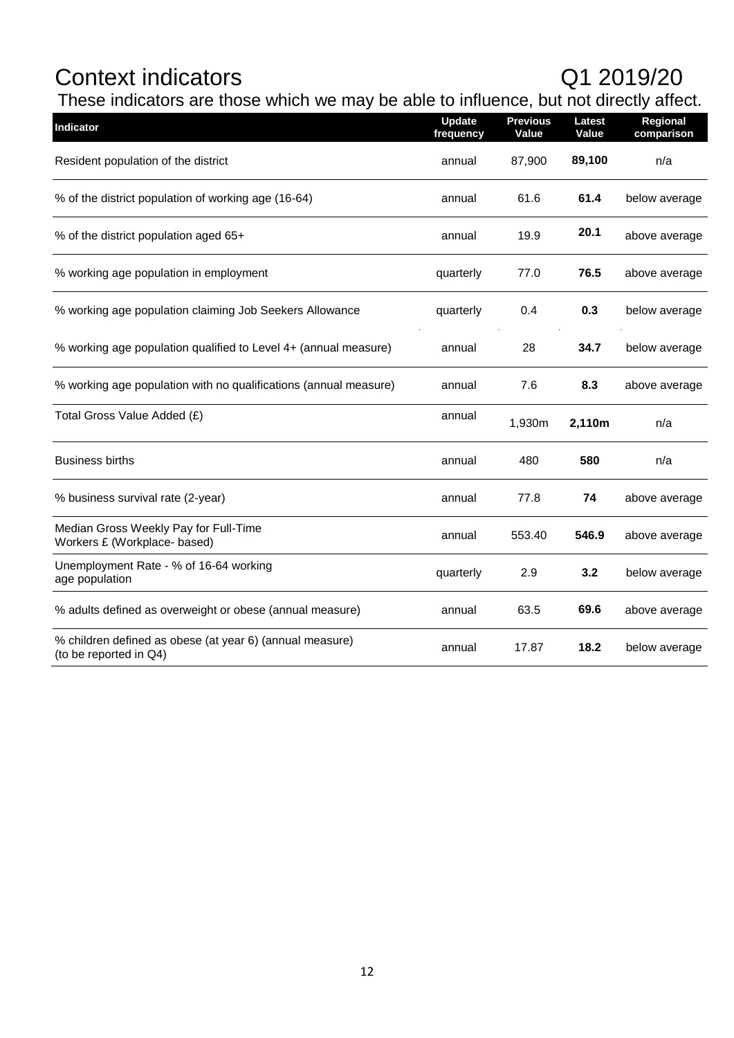# Context indicators Q1 2019/20

These indicators are those which we may be able to influence, but not directly affect.

| Indicator | Update frequency | Previous Value | Latest Value | Regional comparison |
|---|---|---|---|---|
| Resident population of the district | annual | 87,900 | **89,100** | n/a |
| % of the district population of working age (16-64) | annual | 61.6 | **61.4** | below average |
| % of the district population aged 65+ | annual | 19.9 | **20.1** | above average |
| % working age population in employment | quarterly | 77.0 | **76.5** | above average |
| % working age population claiming Job Seekers Allowance | quarterly | 0.4 | **0.3** | below average |
| % working age population qualified to Level 4+ (annual measure) | annual | 28 | **34.7** | below average |
| % working age population with no qualifications (annual measure) | annual | 7.6 | **8.3** | above average |
| Total Gross Value Added (£) | annual | 1,930m | **2,110m** | n/a |
| Business births | annual | 480 | **580** | n/a |
| % business survival rate (2-year) | annual | 77.8 | **74** | above average |
| Median Gross Weekly Pay for Full-Time Workers £ (Workplace- based) | annual | 553.40 | **546.9** | above average |
| Unemployment Rate - % of 16-64 working age population | quarterly | 2.9 | **3.2** | below average |
| % adults defined as overweight or obese (annual measure) | annual | 63.5 | **69.6** | above average |
| % children defined as obese (at year 6) (annual measure) (to be reported in Q4) | annual | 17.87 | **18.2** | below average |